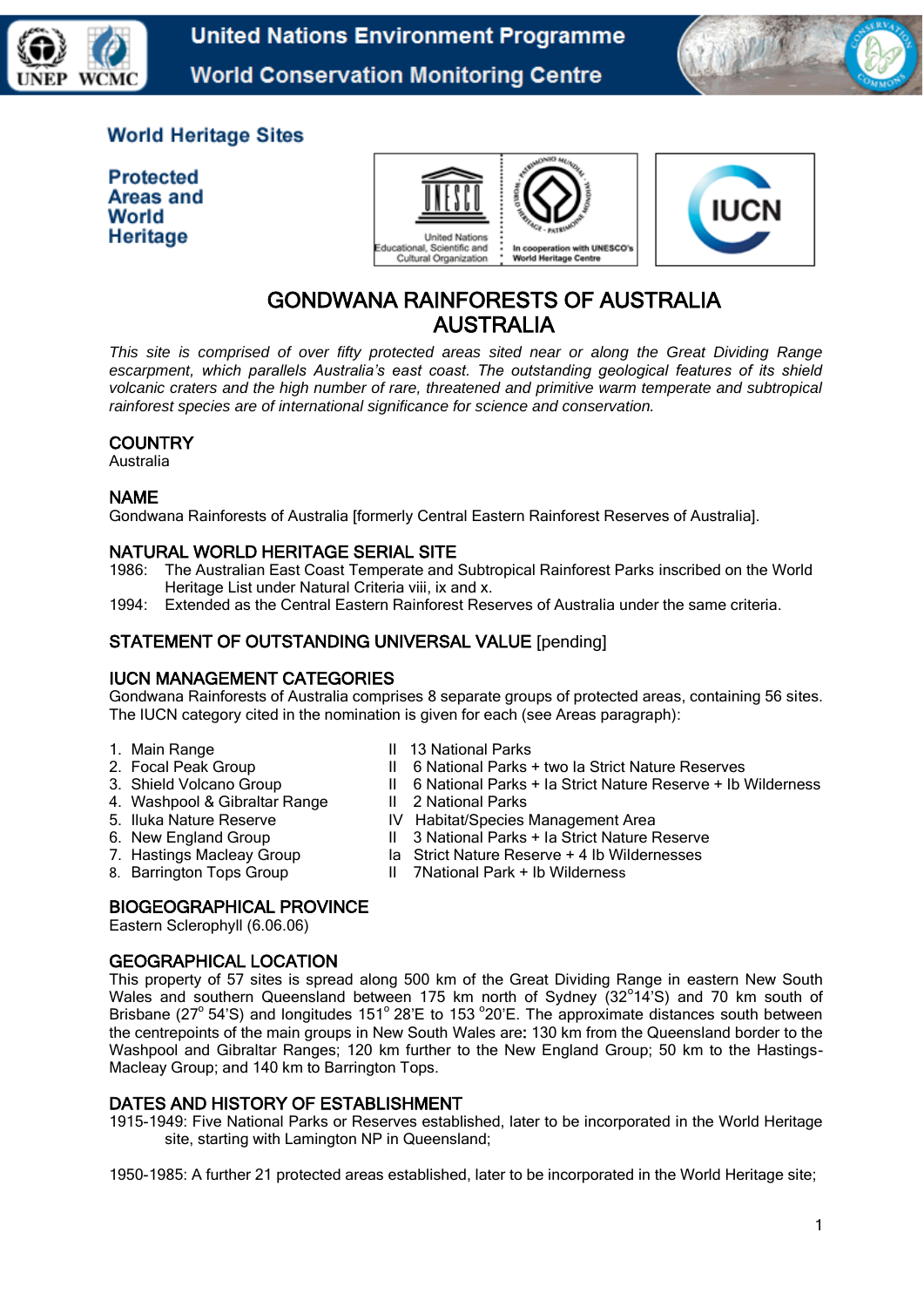United Nations Environment Programme
World Conservation Monitoring Centre

World Heritage Sites

Protected Areas and World Heritage

# GONDWANA RAINFORESTS OF AUSTRALIA
# AUSTRALIA

*This site is comprised of over fifty protected areas sited near or along the Great Dividing Range escarpment, which parallels Australia's east coast. The outstanding geological features of its shield volcanic craters and the high number of rare, threatened and primitive warm temperate and subtropical rainforest species are of international significance for science and conservation.*

## COUNTRY

Australia

## NAME

Gondwana Rainforests of Australia [formerly Central Eastern Rainforest Reserves of Australia].

## NATURAL WORLD HERITAGE SERIAL SITE

1986: The Australian East Coast Temperate and Subtropical Rainforest Parks inscribed on the World Heritage List under Natural Criteria viii, ix and x.

1994: Extended as the Central Eastern Rainforest Reserves of Australia under the same criteria.

## STATEMENT OF OUTSTANDING UNIVERSAL VALUE [pending]

## IUCN MANAGEMENT CATEGORIES

Gondwana Rainforests of Australia comprises 8 separate groups of protected areas, containing 56 sites. The IUCN category cited in the nomination is given for each (see Areas paragraph):

| | | |
|---|---|---|
| 1. Main Range | II | 13 National Parks |
| 2. Focal Peak Group | II | 6 National Parks + two Ia Strict Nature Reserves |
| 3. Shield Volcano Group | II | 6 National Parks + Ia Strict Nature Reserve + Ib Wilderness |
| 4. Washpool & Gibraltar Range | II | 2 National Parks |
| 5. Iluka Nature Reserve | IV | Habitat/Species Management Area |
| 6. New England Group | II | 3 National Parks + Ia Strict Nature Reserve |
| 7. Hastings Macleay Group | Ia | Strict Nature Reserve + 4 Ib Wildernesses |
| 8. Barrington Tops Group | II | 7National Park + Ib Wilderness |

## BIOGEOGRAPHICAL PROVINCE

Eastern Sclerophyll (6.06.06)

## GEOGRAPHICAL LOCATION

This property of 57 sites is spread along 500 km of the Great Dividing Range in eastern New South Wales and southern Queensland between 175 km north of Sydney (32°14'S) and 70 km south of Brisbane (27° 54'S) and longitudes 151° 28'E to 153 °20'E. The approximate distances south between the centrepoints of the main groups in New South Wales are**:** 130 km from the Queensland border to the Washpool and Gibraltar Ranges; 120 km further to the New England Group; 50 km to the Hastings-Macleay Group; and 140 km to Barrington Tops.

## DATES AND HISTORY OF ESTABLISHMENT

1915-1949: Five National Parks or Reserves established, later to be incorporated in the World Heritage site, starting with Lamington NP in Queensland;

1950-1985: A further 21 protected areas established, later to be incorporated in the World Heritage site;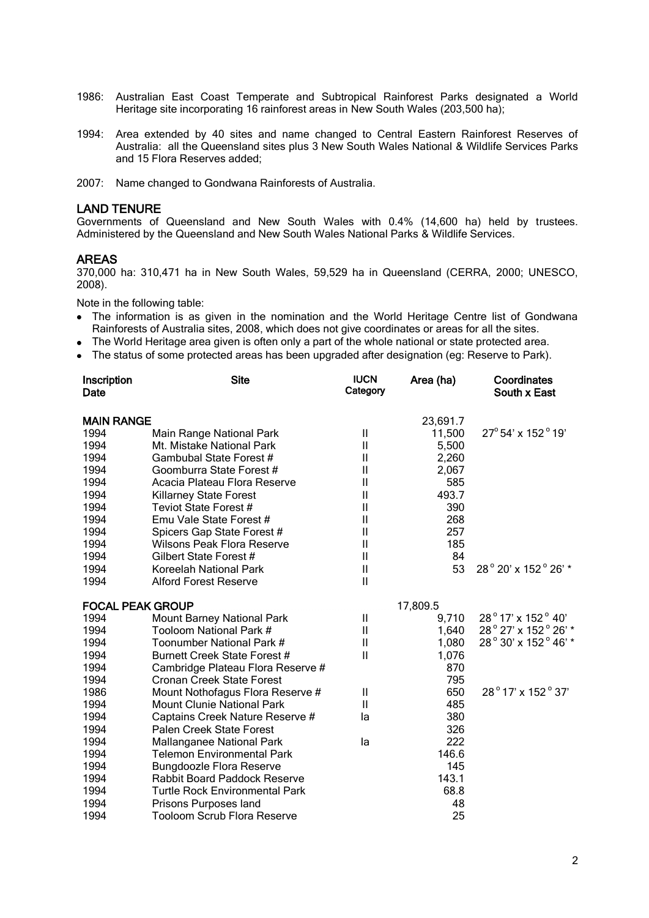1986: Australian East Coast Temperate and Subtropical Rainforest Parks designated a World Heritage site incorporating 16 rainforest areas in New South Wales (203,500 ha);

1994: Area extended by 40 sites and name changed to Central Eastern Rainforest Reserves of Australia: all the Queensland sites plus 3 New South Wales National & Wildlife Services Parks and 15 Flora Reserves added;

2007: Name changed to Gondwana Rainforests of Australia.

## LAND TENURE

Governments of Queensland and New South Wales with 0.4% (14,600 ha) held by trustees. Administered by the Queensland and New South Wales National Parks & Wildlife Services.

## AREAS

370,000 ha: 310,471 ha in New South Wales, 59,529 ha in Queensland (CERRA, 2000; UNESCO, 2008).

Note in the following table:

- The information is as given in the nomination and the World Heritage Centre list of Gondwana Rainforests of Australia sites, 2008, which does not give coordinates or areas for all the sites.
- The World Heritage area given is often only a part of the whole national or state protected area.
- The status of some protected areas has been upgraded after designation (eg: Reserve to Park).

| Inscription Date | Site | IUCN Category | Area (ha) | Coordinates South x East |
|---|---|---|---|---|
| **MAIN RANGE** | | | 23,691.7 | |
| 1994 | Main Range National Park | II | 11,500 | 27° 54' x 152° 19' |
| 1994 | Mt. Mistake National Park | II | 5,500 | |
| 1994 | Gambubal State Forest # | II | 2,260 | |
| 1994 | Goomburra State Forest # | II | 2,067 | |
| 1994 | Acacia Plateau Flora Reserve | II | 585 | |
| 1994 | Killarney State Forest | II | 493.7 | |
| 1994 | Teviot State Forest # | II | 390 | |
| 1994 | Emu Vale State Forest # | II | 268 | |
| 1994 | Spicers Gap State Forest # | II | 257 | |
| 1994 | Wilsons Peak Flora Reserve | II | 185 | |
| 1994 | Gilbert State Forest # | II | 84 | |
| 1994 | Koreelah National Park | II | 53 | 28° 20' x 152° 26' * |
| 1994 | Alford Forest Reserve | II | | |
| **FOCAL PEAK GROUP** | | | 17,809.5 | |
| 1994 | Mount Barney National Park | II | 9,710 | 28° 17' x 152° 40' |
| 1994 | Tooloom National Park # | II | 1,640 | 28° 27' x 152° 26' * |
| 1994 | Toonumber National Park # | II | 1,080 | 28° 30' x 152° 46' * |
| 1994 | Burnett Creek State Forest # | II | 1,076 | |
| 1994 | Cambridge Plateau Flora Reserve # | | 870 | |
| 1994 | Cronan Creek State Forest | | 795 | |
| 1986 | Mount Nothofagus Flora Reserve # | II | 650 | 28° 17' x 152° 37' |
| 1994 | Mount Clunie National Park | II | 485 | |
| 1994 | Captains Creek Nature Reserve # | Ia | 380 | |
| 1994 | Palen Creek State Forest | | 326 | |
| 1994 | Mallanganee National Park | Ia | 222 | |
| 1994 | Telemon Environmental Park | | 146.6 | |
| 1994 | Bungdoozle Flora Reserve | | 145 | |
| 1994 | Rabbit Board Paddock Reserve | | 143.1 | |
| 1994 | Turtle Rock Environmental Park | | 68.8 | |
| 1994 | Prisons Purposes land | | 48 | |
| 1994 | Tooloom Scrub Flora Reserve | | 25 | |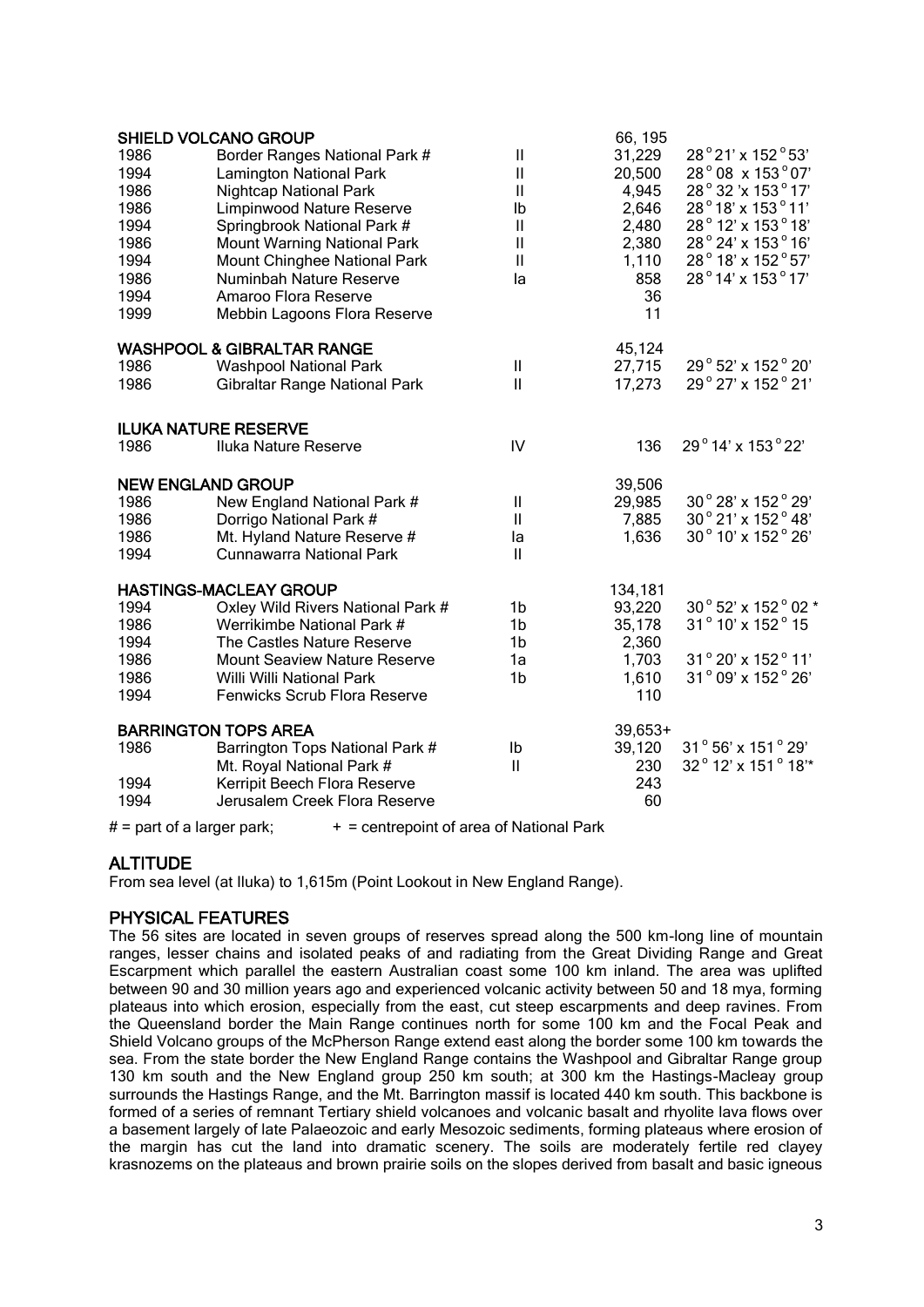| | | | | |
|---|---|---|---|---|
| **SHIELD VOLCANO GROUP** | | | 66, 195 | |
| 1986 | Border Ranges National Park # | II | 31,229 | 28° 21' x 152° 53' |
| 1994 | Lamington National Park | II | 20,500 | 28° 08 x 153° 07' |
| 1986 | Nightcap National Park | II | 4,945 | 28° 32 'x 153° 17' |
| 1986 | Limpinwood Nature Reserve | Ib | 2,646 | 28° 18' x 153° 11' |
| 1994 | Springbrook National Park # | II | 2,480 | 28° 12' x 153° 18' |
| 1986 | Mount Warning National Park | II | 2,380 | 28° 24' x 153° 16' |
| 1994 | Mount Chinghee National Park | II | 1,110 | 28° 18' x 152° 57' |
| 1986 | Numinbah Nature Reserve | Ia | 858 | 28° 14' x 153° 17' |
| 1994 | Amaroo Flora Reserve | | 36 | |
| 1999 | Mebbin Lagoons Flora Reserve | | 11 | |
| **WASHPOOL & GIBRALTAR RANGE** | | | 45,124 | |
| 1986 | Washpool National Park | II | 27,715 | 29° 52' x 152° 20' |
| 1986 | Gibraltar Range National Park | II | 17,273 | 29° 27' x 152° 21' |
| **ILUKA NATURE RESERVE** | | | | |
| 1986 | Iluka Nature Reserve | IV | 136 | 29° 14' x 153° 22' |
| **NEW ENGLAND GROUP** | | | 39,506 | |
| 1986 | New England National Park # | II | 29,985 | 30° 28' x 152° 29' |
| 1986 | Dorrigo National Park # | II | 7,885 | 30° 21' x 152° 48' |
| 1986 | Mt. Hyland Nature Reserve # | Ia | 1,636 | 30° 10' x 152° 26' |
| 1994 | Cunnawarra National Park | II | | |
| **HASTINGS-MACLEAY GROUP** | | | 134,181 | |
| 1994 | Oxley Wild Rivers National Park # | 1b | 93,220 | 30° 52' x 152° 02 * |
| 1986 | Werrikimbe National Park # | 1b | 35,178 | 31° 10' x 152° 15 |
| 1994 | The Castles Nature Reserve | 1b | 2,360 | |
| 1986 | Mount Seaview Nature Reserve | 1a | 1,703 | 31° 20' x 152° 11' |
| 1986 | Willi Willi National Park | 1b | 1,610 | 31° 09' x 152° 26' |
| 1994 | Fenwicks Scrub Flora Reserve | | 110 | |
| **BARRINGTON TOPS AREA** | | | 39,653+ | |
| 1986 | Barrington Tops National Park # | Ib | 39,120 | 31° 56' x 151° 29' |
| | Mt. Royal National Park # | II | 230 | 32° 12' x 151° 18'* |
| 1994 | Kerripit Beech Flora Reserve | | 243 | |
| 1994 | Jerusalem Creek Flora Reserve | | 60 | |

# = part of a larger park; + = centrepoint of area of National Park

## ALTITUDE

From sea level (at Iluka) to 1,615m (Point Lookout in New England Range).

## PHYSICAL FEATURES

The 56 sites are located in seven groups of reserves spread along the 500 km-long line of mountain ranges, lesser chains and isolated peaks of and radiating from the Great Dividing Range and Great Escarpment which parallel the eastern Australian coast some 100 km inland. The area was uplifted between 90 and 30 million years ago and experienced volcanic activity between 50 and 18 mya, forming plateaus into which erosion, especially from the east, cut steep escarpments and deep ravines. From the Queensland border the Main Range continues north for some 100 km and the Focal Peak and Shield Volcano groups of the McPherson Range extend east along the border some 100 km towards the sea. From the state border the New England Range contains the Washpool and Gibraltar Range group 130 km south and the New England group 250 km south; at 300 km the Hastings-Macleay group surrounds the Hastings Range, and the Mt. Barrington massif is located 440 km south. This backbone is formed of a series of remnant Tertiary shield volcanoes and volcanic basalt and rhyolite lava flows over a basement largely of late Palaeozoic and early Mesozoic sediments, forming plateaus where erosion of the margin has cut the land into dramatic scenery. The soils are moderately fertile red clayey krasnozems on the plateaus and brown prairie soils on the slopes derived from basalt and basic igneous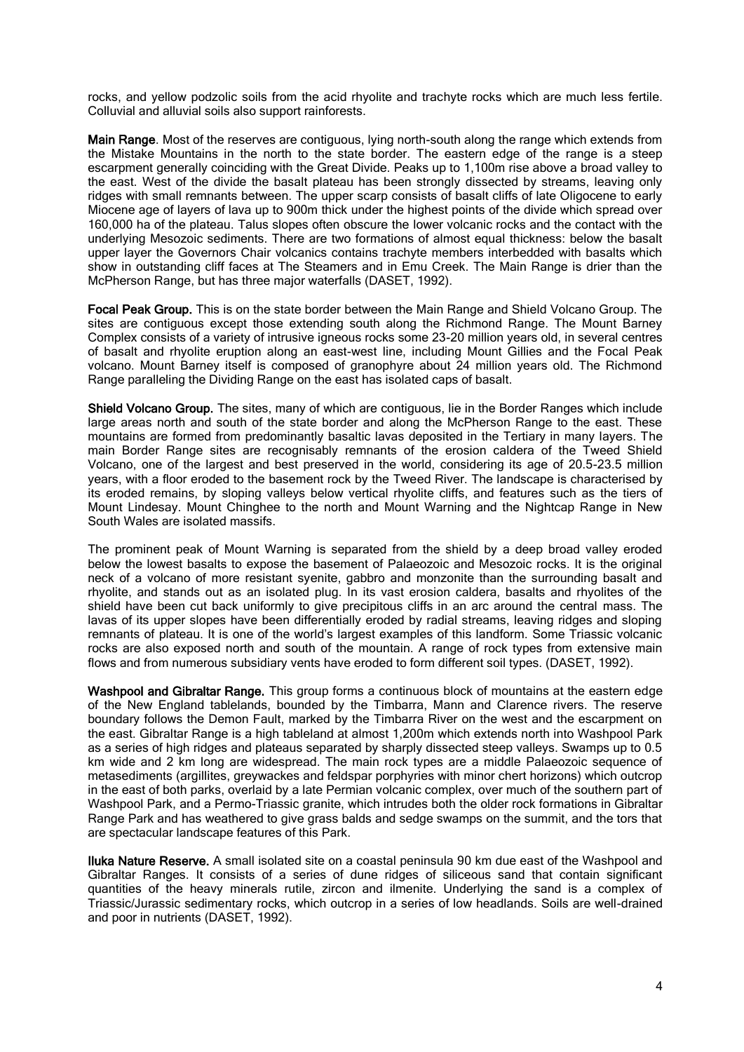rocks, and yellow podzolic soils from the acid rhyolite and trachyte rocks which are much less fertile. Colluvial and alluvial soils also support rainforests.

**Main Range**. Most of the reserves are contiguous, lying north-south along the range which extends from the Mistake Mountains in the north to the state border. The eastern edge of the range is a steep escarpment generally coinciding with the Great Divide. Peaks up to 1,100m rise above a broad valley to the east. West of the divide the basalt plateau has been strongly dissected by streams, leaving only ridges with small remnants between. The upper scarp consists of basalt cliffs of late Oligocene to early Miocene age of layers of lava up to 900m thick under the highest points of the divide which spread over 160,000 ha of the plateau. Talus slopes often obscure the lower volcanic rocks and the contact with the underlying Mesozoic sediments. There are two formations of almost equal thickness: below the basalt upper layer the Governors Chair volcanics contains trachyte members interbedded with basalts which show in outstanding cliff faces at The Steamers and in Emu Creek. The Main Range is drier than the McPherson Range, but has three major waterfalls (DASET, 1992).

**Focal Peak Group.** This is on the state border between the Main Range and Shield Volcano Group. The sites are contiguous except those extending south along the Richmond Range. The Mount Barney Complex consists of a variety of intrusive igneous rocks some 23-20 million years old, in several centres of basalt and rhyolite eruption along an east-west line, including Mount Gillies and the Focal Peak volcano. Mount Barney itself is composed of granophyre about 24 million years old. The Richmond Range paralleling the Dividing Range on the east has isolated caps of basalt.

**Shield Volcano Group.** The sites, many of which are contiguous, lie in the Border Ranges which include large areas north and south of the state border and along the McPherson Range to the east. These mountains are formed from predominantly basaltic lavas deposited in the Tertiary in many layers. The main Border Range sites are recognisably remnants of the erosion caldera of the Tweed Shield Volcano, one of the largest and best preserved in the world, considering its age of 20.5-23.5 million years, with a floor eroded to the basement rock by the Tweed River. The landscape is characterised by its eroded remains, by sloping valleys below vertical rhyolite cliffs, and features such as the tiers of Mount Lindesay. Mount Chinghee to the north and Mount Warning and the Nightcap Range in New South Wales are isolated massifs.

The prominent peak of Mount Warning is separated from the shield by a deep broad valley eroded below the lowest basalts to expose the basement of Palaeozoic and Mesozoic rocks. It is the original neck of a volcano of more resistant syenite, gabbro and monzonite than the surrounding basalt and rhyolite, and stands out as an isolated plug. In its vast erosion caldera, basalts and rhyolites of the shield have been cut back uniformly to give precipitous cliffs in an arc around the central mass. The lavas of its upper slopes have been differentially eroded by radial streams, leaving ridges and sloping remnants of plateau. It is one of the world's largest examples of this landform. Some Triassic volcanic rocks are also exposed north and south of the mountain. A range of rock types from extensive main flows and from numerous subsidiary vents have eroded to form different soil types. (DASET, 1992).

**Washpool and Gibraltar Range.** This group forms a continuous block of mountains at the eastern edge of the New England tablelands, bounded by the Timbarra, Mann and Clarence rivers. The reserve boundary follows the Demon Fault, marked by the Timbarra River on the west and the escarpment on the east. Gibraltar Range is a high tableland at almost 1,200m which extends north into Washpool Park as a series of high ridges and plateaus separated by sharply dissected steep valleys. Swamps up to 0.5 km wide and 2 km long are widespread. The main rock types are a middle Palaeozoic sequence of metasediments (argillites, greywackes and feldspar porphyries with minor chert horizons) which outcrop in the east of both parks, overlaid by a late Permian volcanic complex, over much of the southern part of Washpool Park, and a Permo-Triassic granite, which intrudes both the older rock formations in Gibraltar Range Park and has weathered to give grass balds and sedge swamps on the summit, and the tors that are spectacular landscape features of this Park.

**Iluka Nature Reserve.** A small isolated site on a coastal peninsula 90 km due east of the Washpool and Gibraltar Ranges. It consists of a series of dune ridges of siliceous sand that contain significant quantities of the heavy minerals rutile, zircon and ilmenite. Underlying the sand is a complex of Triassic/Jurassic sedimentary rocks, which outcrop in a series of low headlands. Soils are well-drained and poor in nutrients (DASET, 1992).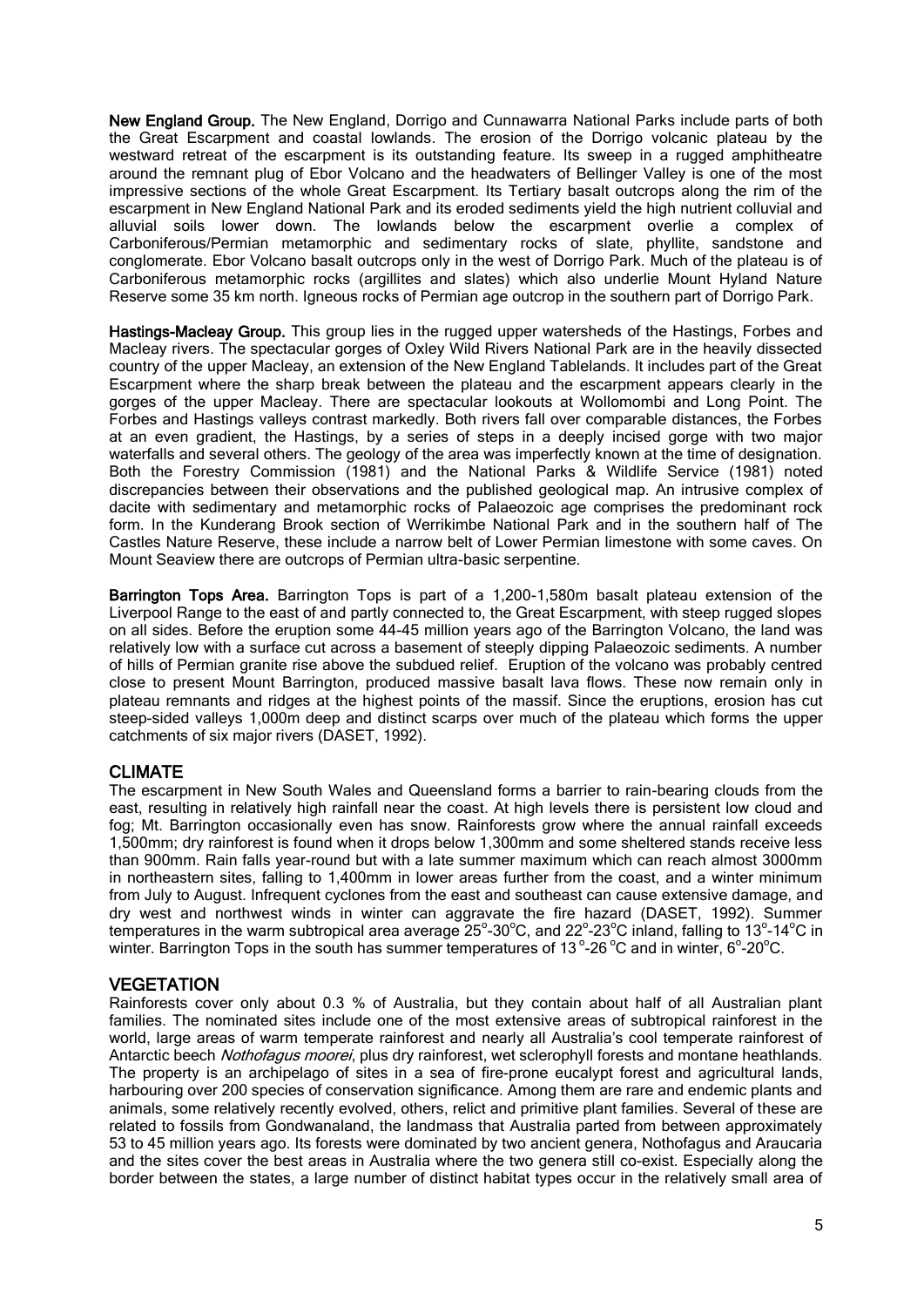**New England Group.** The New England, Dorrigo and Cunnawarra National Parks include parts of both the Great Escarpment and coastal lowlands. The erosion of the Dorrigo volcanic plateau by the westward retreat of the escarpment is its outstanding feature. Its sweep in a rugged amphitheatre around the remnant plug of Ebor Volcano and the headwaters of Bellinger Valley is one of the most impressive sections of the whole Great Escarpment. Its Tertiary basalt outcrops along the rim of the escarpment in New England National Park and its eroded sediments yield the high nutrient colluvial and alluvial soils lower down. The lowlands below the escarpment overlie a complex of Carboniferous/Permian metamorphic and sedimentary rocks of slate, phyllite, sandstone and conglomerate. Ebor Volcano basalt outcrops only in the west of Dorrigo Park. Much of the plateau is of Carboniferous metamorphic rocks (argillites and slates) which also underlie Mount Hyland Nature Reserve some 35 km north. Igneous rocks of Permian age outcrop in the southern part of Dorrigo Park.

**Hastings-Macleay Group.** This group lies in the rugged upper watersheds of the Hastings, Forbes and Macleay rivers. The spectacular gorges of Oxley Wild Rivers National Park are in the heavily dissected country of the upper Macleay, an extension of the New England Tablelands. It includes part of the Great Escarpment where the sharp break between the plateau and the escarpment appears clearly in the gorges of the upper Macleay. There are spectacular lookouts at Wollomombi and Long Point. The Forbes and Hastings valleys contrast markedly. Both rivers fall over comparable distances, the Forbes at an even gradient, the Hastings, by a series of steps in a deeply incised gorge with two major waterfalls and several others. The geology of the area was imperfectly known at the time of designation. Both the Forestry Commission (1981) and the National Parks & Wildlife Service (1981) noted discrepancies between their observations and the published geological map. An intrusive complex of dacite with sedimentary and metamorphic rocks of Palaeozoic age comprises the predominant rock form. In the Kunderang Brook section of Werrikimbe National Park and in the southern half of The Castles Nature Reserve, these include a narrow belt of Lower Permian limestone with some caves. On Mount Seaview there are outcrops of Permian ultra-basic serpentine.

**Barrington Tops Area.** Barrington Tops is part of a 1,200-1,580m basalt plateau extension of the Liverpool Range to the east of and partly connected to, the Great Escarpment, with steep rugged slopes on all sides. Before the eruption some 44-45 million years ago of the Barrington Volcano, the land was relatively low with a surface cut across a basement of steeply dipping Palaeozoic sediments. A number of hills of Permian granite rise above the subdued relief. Eruption of the volcano was probably centred close to present Mount Barrington, produced massive basalt lava flows. These now remain only in plateau remnants and ridges at the highest points of the massif. Since the eruptions, erosion has cut steep-sided valleys 1,000m deep and distinct scarps over much of the plateau which forms the upper catchments of six major rivers (DASET, 1992).

## CLIMATE

The escarpment in New South Wales and Queensland forms a barrier to rain-bearing clouds from the east, resulting in relatively high rainfall near the coast. At high levels there is persistent low cloud and fog; Mt. Barrington occasionally even has snow. Rainforests grow where the annual rainfall exceeds 1,500mm; dry rainforest is found when it drops below 1,300mm and some sheltered stands receive less than 900mm. Rain falls year-round but with a late summer maximum which can reach almost 3000mm in northeastern sites, falling to 1,400mm in lower areas further from the coast, and a winter minimum from July to August. Infrequent cyclones from the east and southeast can cause extensive damage, and dry west and northwest winds in winter can aggravate the fire hazard (DASET, 1992). Summer temperatures in the warm subtropical area average 25°-30°C, and 22°-23°C inland, falling to 13°-14°C in winter. Barrington Tops in the south has summer temperatures of 13°-26°C and in winter, 6°-20°C.

## VEGETATION

Rainforests cover only about 0.3 % of Australia, but they contain about half of all Australian plant families. The nominated sites include one of the most extensive areas of subtropical rainforest in the world, large areas of warm temperate rainforest and nearly all Australia's cool temperate rainforest of Antarctic beech *Nothofagus moorei*, plus dry rainforest, wet sclerophyll forests and montane heathlands. The property is an archipelago of sites in a sea of fire-prone eucalypt forest and agricultural lands, harbouring over 200 species of conservation significance. Among them are rare and endemic plants and animals, some relatively recently evolved, others, relict and primitive plant families. Several of these are related to fossils from Gondwanaland, the landmass that Australia parted from between approximately 53 to 45 million years ago. Its forests were dominated by two ancient genera, Nothofagus and Araucaria and the sites cover the best areas in Australia where the two genera still co-exist. Especially along the border between the states, a large number of distinct habitat types occur in the relatively small area of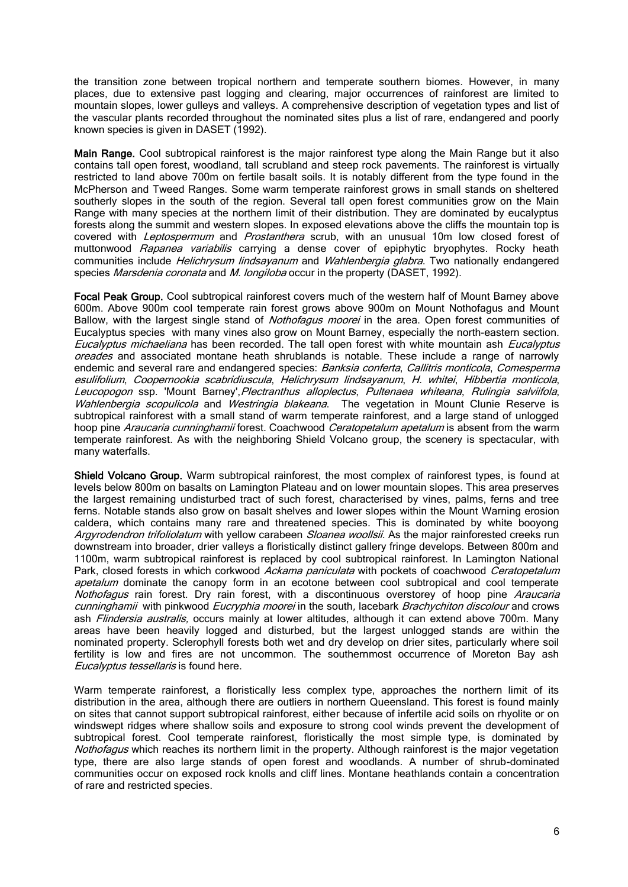the transition zone between tropical northern and temperate southern biomes. However, in many places, due to extensive past logging and clearing, major occurrences of rainforest are limited to mountain slopes, lower gulleys and valleys. A comprehensive description of vegetation types and list of the vascular plants recorded throughout the nominated sites plus a list of rare, endangered and poorly known species is given in DASET (1992).

**Main Range.** Cool subtropical rainforest is the major rainforest type along the Main Range but it also contains tall open forest, woodland, tall scrubland and steep rock pavements. The rainforest is virtually restricted to land above 700m on fertile basalt soils. It is notably different from the type found in the McPherson and Tweed Ranges. Some warm temperate rainforest grows in small stands on sheltered southerly slopes in the south of the region. Several tall open forest communities grow on the Main Range with many species at the northern limit of their distribution. They are dominated by eucalyptus forests along the summit and western slopes. In exposed elevations above the cliffs the mountain top is covered with *Leptospermum* and *Prostanthera* scrub, with an unusual 10m low closed forest of muttonwood *Rapanea variabilis* carrying a dense cover of epiphytic bryophytes. Rocky heath communities include *Helichrysum lindsayanum* and *Wahlenbergia glabra*. Two nationally endangered species *Marsdenia coronata* and *M. longiloba* occur in the property (DASET, 1992).

**Focal Peak Group.** Cool subtropical rainforest covers much of the western half of Mount Barney above 600m. Above 900m cool temperate rain forest grows above 900m on Mount Nothofagus and Mount Ballow, with the largest single stand of *Nothofagus moorei* in the area. Open forest communities of Eucalyptus species with many vines also grow on Mount Barney, especially the north-eastern section. *Eucalyptus michaeliana* has been recorded. The tall open forest with white mountain ash *Eucalyptus oreades* and associated montane heath shrublands is notable. These include a range of narrowly endemic and several rare and endangered species: *Banksia conferta*, *Callitris monticola*, *Comesperma esulifolium*, *Coopernookia scabridiuscula*, *Helichrysum lindsayanum*, *H. whitei*, *Hibbertia monticola*, *Leucopogon* ssp. 'Mount Barney', *Plectranthus alloplectus*, *Pultenaea whiteana*, *Rulingia salviifola*, *Wahlenbergia scopulicola* and *Westringia blakeana*. The vegetation in Mount Clunie Reserve is subtropical rainforest with a small stand of warm temperate rainforest, and a large stand of unlogged hoop pine *Araucaria cunninghamii* forest. Coachwood *Ceratopetalum apetalum* is absent from the warm temperate rainforest. As with the neighboring Shield Volcano group, the scenery is spectacular, with many waterfalls.

**Shield Volcano Group.** Warm subtropical rainforest, the most complex of rainforest types, is found at levels below 800m on basalts on Lamington Plateau and on lower mountain slopes. This area preserves the largest remaining undisturbed tract of such forest, characterised by vines, palms, ferns and tree ferns. Notable stands also grow on basalt shelves and lower slopes within the Mount Warning erosion caldera, which contains many rare and threatened species. This is dominated by white booyong *Argyrodendron trifoliolatum* with yellow carabeen *Sloanea woollsii*. As the major rainforested creeks run downstream into broader, drier valleys a floristically distinct gallery fringe develops. Between 800m and 1100m, warm subtropical rainforest is replaced by cool subtropical rainforest. In Lamington National Park, closed forests in which corkwood *Ackama paniculata* with pockets of coachwood *Ceratopetalum apetalum* dominate the canopy form in an ecotone between cool subtropical and cool temperate *Nothofagus* rain forest. Dry rain forest, with a discontinuous overstorey of hoop pine *Araucaria cunninghamii* with pinkwood *Eucryphia moorei* in the south, lacebark *Brachychiton discolour* and crows ash *Flindersia australis,* occurs mainly at lower altitudes, although it can extend above 700m. Many areas have been heavily logged and disturbed, but the largest unlogged stands are within the nominated property. Sclerophyll forests both wet and dry develop on drier sites, particularly where soil fertility is low and fires are not uncommon. The southernmost occurrence of Moreton Bay ash *Eucalyptus tessellaris* is found here.

Warm temperate rainforest, a floristically less complex type, approaches the northern limit of its distribution in the area, although there are outliers in northern Queensland. This forest is found mainly on sites that cannot support subtropical rainforest, either because of infertile acid soils on rhyolite or on windswept ridges where shallow soils and exposure to strong cool winds prevent the development of subtropical forest. Cool temperate rainforest, floristically the most simple type, is dominated by *Nothofagus* which reaches its northern limit in the property. Although rainforest is the major vegetation type, there are also large stands of open forest and woodlands. A number of shrub-dominated communities occur on exposed rock knolls and cliff lines. Montane heathlands contain a concentration of rare and restricted species.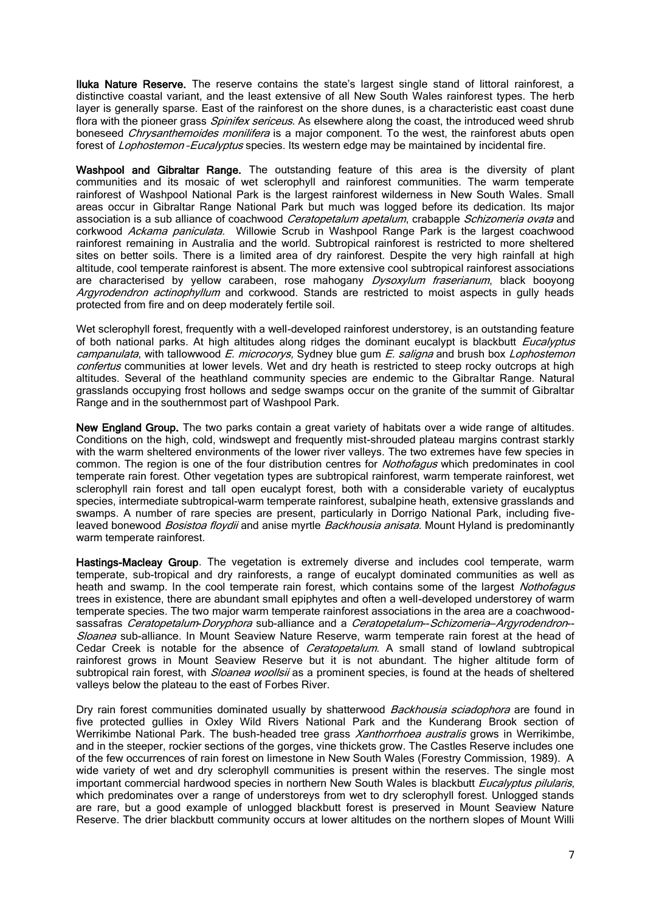**Iluka Nature Reserve.** The reserve contains the state's largest single stand of littoral rainforest, a distinctive coastal variant, and the least extensive of all New South Wales rainforest types. The herb layer is generally sparse. East of the rainforest on the shore dunes, is a characteristic east coast dune flora with the pioneer grass *Spinifex sericeus*. As elsewhere along the coast, the introduced weed shrub boneseed *Chrysanthemoides monilifera* is a major component. To the west, the rainforest abuts open forest of *Lophostemon -Eucalyptus* species. Its western edge may be maintained by incidental fire.

**Washpool and Gibraltar Range.** The outstanding feature of this area is the diversity of plant communities and its mosaic of wet sclerophyll and rainforest communities. The warm temperate rainforest of Washpool National Park is the largest rainforest wilderness in New South Wales. Small areas occur in Gibraltar Range National Park but much was logged before its dedication. Its major association is a sub alliance of coachwood *Ceratopetalum apetalum*, crabapple *Schizomeria ovata* and corkwood *Ackama paniculata.* Willowie Scrub in Washpool Range Park is the largest coachwood rainforest remaining in Australia and the world. Subtropical rainforest is restricted to more sheltered sites on better soils. There is a limited area of dry rainforest. Despite the very high rainfall at high altitude, cool temperate rainforest is absent. The more extensive cool subtropical rainforest associations are characterised by yellow carabeen, rose mahogany *Dysoxylum fraserianum*, black booyong *Argyrodendron actinophyllum* and corkwood. Stands are restricted to moist aspects in gully heads protected from fire and on deep moderately fertile soil.

Wet sclerophyll forest, frequently with a well-developed rainforest understorey, is an outstanding feature of both national parks. At high altitudes along ridges the dominant eucalypt is blackbutt *Eucalyptus campanulata*, with tallowwood *E. microcorys,* Sydney blue gum *E. saligna* and brush box *Lophostemon confertus* communities at lower levels. Wet and dry heath is restricted to steep rocky outcrops at high altitudes. Several of the heathland community species are endemic to the Gibraltar Range. Natural grasslands occupying frost hollows and sedge swamps occur on the granite of the summit of Gibraltar Range and in the southernmost part of Washpool Park.

**New England Group.** The two parks contain a great variety of habitats over a wide range of altitudes. Conditions on the high, cold, windswept and frequently mist-shrouded plateau margins contrast starkly with the warm sheltered environments of the lower river valleys. The two extremes have few species in common. The region is one of the four distribution centres for *Nothofagus* which predominates in cool temperate rain forest. Other vegetation types are subtropical rainforest, warm temperate rainforest, wet sclerophyll rain forest and tall open eucalypt forest, both with a considerable variety of eucalyptus species, intermediate subtropical-warm temperate rainforest, subalpine heath, extensive grasslands and swamps. A number of rare species are present, particularly in Dorrigo National Park, including five-leaved bonewood *Bosistoa floydii* and anise myrtle *Backhousia anisata*. Mount Hyland is predominantly warm temperate rainforest.

**Hastings-Macleay Group**. The vegetation is extremely diverse and includes cool temperate, warm temperate, sub-tropical and dry rainforests, a range of eucalypt dominated communities as well as heath and swamp. In the cool temperate rain forest, which contains some of the largest *Nothofagus* trees in existence, there are abundant small epiphytes and often a well-developed understorey of warm temperate species. The two major warm temperate rainforest associations in the area are a coachwood-sassafras *Ceratopetalum-Doryphora* sub-alliance and a *Ceratopetalum--Schizomeria--Argyrodendron--Sloanea* sub-alliance. In Mount Seaview Nature Reserve, warm temperate rain forest at the head of Cedar Creek is notable for the absence of *Ceratopetalum*. A small stand of lowland subtropical rainforest grows in Mount Seaview Reserve but it is not abundant. The higher altitude form of subtropical rain forest, with *Sloanea woollsii* as a prominent species, is found at the heads of sheltered valleys below the plateau to the east of Forbes River.

Dry rain forest communities dominated usually by shatterwood *Backhousia sciadophora* are found in five protected gullies in Oxley Wild Rivers National Park and the Kunderang Brook section of Werrikimbe National Park. The bush-headed tree grass *Xanthorrhoea australis* grows in Werrikimbe, and in the steeper, rockier sections of the gorges, vine thickets grow. The Castles Reserve includes one of the few occurrences of rain forest on limestone in New South Wales (Forestry Commission, 1989). A wide variety of wet and dry sclerophyll communities is present within the reserves. The single most important commercial hardwood species in northern New South Wales is blackbutt *Eucalyptus pilularis*, which predominates over a range of understoreys from wet to dry sclerophyll forest. Unlogged stands are rare, but a good example of unlogged blackbutt forest is preserved in Mount Seaview Nature Reserve. The drier blackbutt community occurs at lower altitudes on the northern slopes of Mount Willi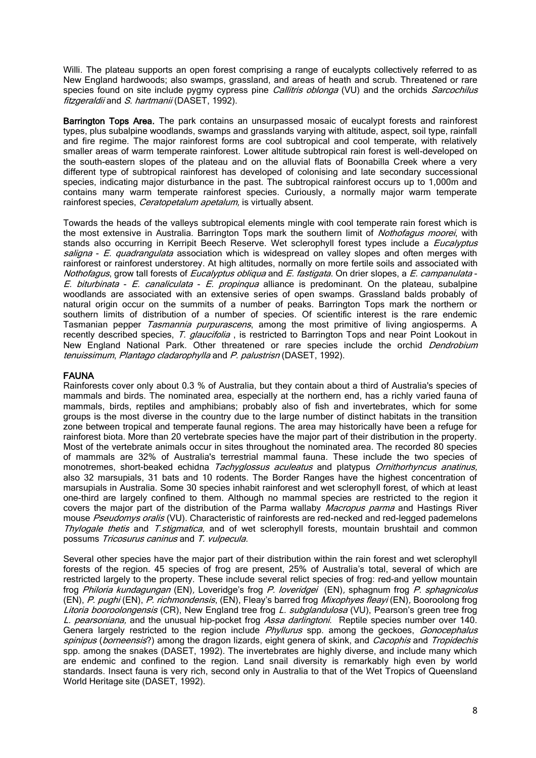Willi. The plateau supports an open forest comprising a range of eucalypts collectively referred to as New England hardwoods; also swamps, grassland, and areas of heath and scrub. Threatened or rare species found on site include pygmy cypress pine *Callitris oblonga* (VU) and the orchids *Sarcochilus fitzgeraldii* and *S. hartmanii* (DASET, 1992).

**Barrington Tops Area.** The park contains an unsurpassed mosaic of eucalypt forests and rainforest types, plus subalpine woodlands, swamps and grasslands varying with altitude, aspect, soil type, rainfall and fire regime. The major rainforest forms are cool subtropical and cool temperate, with relatively smaller areas of warm temperate rainforest. Lower altitude subtropical rain forest is well-developed on the south-eastern slopes of the plateau and on the alluvial flats of Boonabilla Creek where a very different type of subtropical rainforest has developed of colonising and late secondary successional species, indicating major disturbance in the past. The subtropical rainforest occurs up to 1,000m and contains many warm temperate rainforest species. Curiously, a normally major warm temperate rainforest species, *Ceratopetalum apetalum,* is virtually absent.

Towards the heads of the valleys subtropical elements mingle with cool temperate rain forest which is the most extensive in Australia. Barrington Tops mark the southern limit of *Nothofagus moorei*, with stands also occurring in Kerripit Beech Reserve. Wet sclerophyll forest types include a *Eucalyptus saligna* - *E. quadrangulata* association which is widespread on valley slopes and often merges with rainforest or rainforest understorey. At high altitudes, normally on more fertile soils and associated with *Nothofagus*, grow tall forests of *Eucalyptus obliqua* and *E. fastigata*. On drier slopes, a *E. campanulata* - *E. biturbinata* - *E. canaliculata* - *E. propinqua* alliance is predominant. On the plateau, subalpine woodlands are associated with an extensive series of open swamps. Grassland balds probably of natural origin occur on the summits of a number of peaks. Barrington Tops mark the northern or southern limits of distribution of a number of species. Of scientific interest is the rare endemic Tasmanian pepper *Tasmannia purpurascens*, among the most primitive of living angiosperms. A recently described species, *T. glaucifolia* , is restricted to Barrington Tops and near Point Lookout in New England National Park. Other threatened or rare species include the orchid *Dendrobium tenuissimum*, *Plantago cladarophylla* and *P. palustrisn* (DASET, 1992).

## FAUNA

Rainforests cover only about 0.3 % of Australia, but they contain about a third of Australia's species of mammals and birds. The nominated area, especially at the northern end, has a richly varied fauna of mammals, birds, reptiles and amphibians; probably also of fish and invertebrates, which for some groups is the most diverse in the country due to the large number of distinct habitats in the transition zone between tropical and temperate faunal regions. The area may historically have been a refuge for rainforest biota. More than 20 vertebrate species have the major part of their distribution in the property. Most of the vertebrate animals occur in sites throughout the nominated area. The recorded 80 species of mammals are 32% of Australia's terrestrial mammal fauna. These include the two species of monotremes, short-beaked echidna *Tachyglossus aculeatus* and platypus *Ornithorhyncus anatinus,* also 32 marsupials, 31 bats and 10 rodents. The Border Ranges have the highest concentration of marsupials in Australia. Some 30 species inhabit rainforest and wet sclerophyll forest, of which at least one-third are largely confined to them. Although no mammal species are restricted to the region it covers the major part of the distribution of the Parma wallaby *Macropus parma* and Hastings River mouse *Pseudomys oralis* (VU). Characteristic of rainforests are red-necked and red-legged pademelons *Thylogale thetis* and *T.stigmatica*, and of wet sclerophyll forests, mountain brushtail and common possums *Tricosurus caninus* and *T. vulpecula.*

Several other species have the major part of their distribution within the rain forest and wet sclerophyll forests of the region. 45 species of frog are present, 25% of Australia's total, several of which are restricted largely to the property. These include several relict species of frog: red-and yellow mountain frog *Philoria kundagungan* (EN), Loveridge's frog *P. loveridgei* (EN), sphagnum frog *P. sphagnicolus* (EN), *P. pughi* (EN), *P. richmondensis*, (EN), Fleay's barred frog *Mixophyes fleayi* (EN), Booroolong frog *Litoria booroolongensis* (CR), New England tree frog *L. subglandulosa* (VU), Pearson's green tree frog *L. pearsoniana,* and the unusual hip-pocket frog *Assa darlingtoni*. Reptile species number over 140. Genera largely restricted to the region include *Phyllurus* spp. among the geckoes, *Gonocephalus spinipus* (*borneensis*?) among the dragon lizards, eight genera of skink, and *Cacophis* and *Tropidechis* spp. among the snakes (DASET, 1992). The invertebrates are highly diverse, and include many which are endemic and confined to the region. Land snail diversity is remarkably high even by world standards. Insect fauna is very rich, second only in Australia to that of the Wet Tropics of Queensland World Heritage site (DASET, 1992).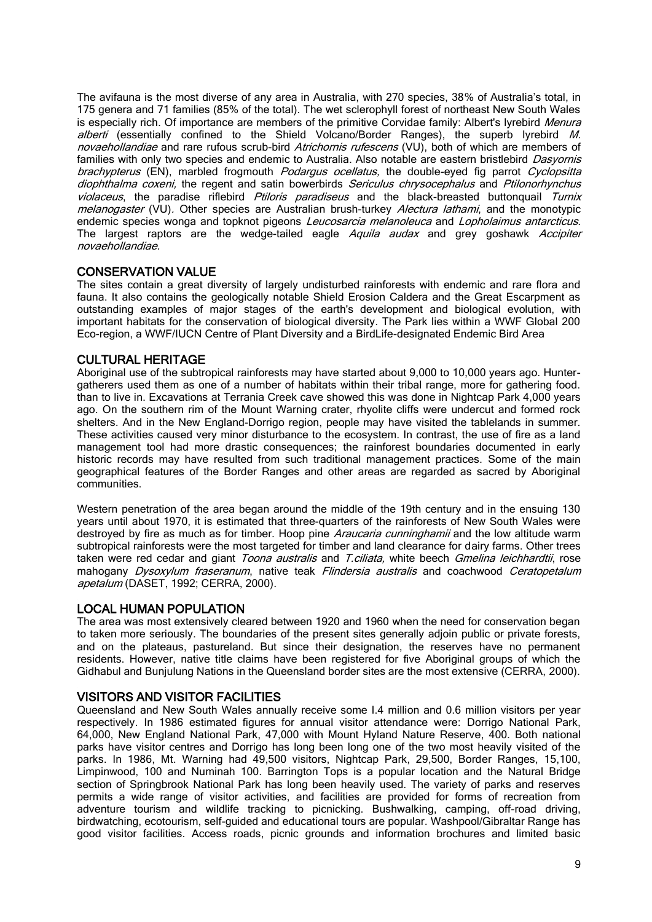The avifauna is the most diverse of any area in Australia, with 270 species, 38% of Australia's total, in 175 genera and 71 families (85% of the total). The wet sclerophyll forest of northeast New South Wales is especially rich. Of importance are members of the primitive Corvidae family: Albert's lyrebird *Menura alberti* (essentially confined to the Shield Volcano/Border Ranges), the superb lyrebird *M. novaehollandiae* and rare rufous scrub-bird *Atrichornis rufescens* (VU), both of which are members of families with only two species and endemic to Australia. Also notable are eastern bristlebird *Dasyornis brachypterus* (EN), marbled frogmouth *Podargus ocellatus,* the double-eyed fig parrot *Cyclopsitta diophthalma coxeni,* the regent and satin bowerbirds *Sericulus chrysocephalus* and *Ptilonorhynchus violaceus*, the paradise riflebird *Ptiloris paradiseus* and the black-breasted buttonquail *Turnix melanogaster* (VU). Other species are Australian brush-turkey *Alectura lathami*, and the monotypic endemic species wonga and topknot pigeons *Leucosarcia melanoleuca* and *Lopholaimus antarcticus*. The largest raptors are the wedge-tailed eagle *Aquila audax* and grey goshawk *Accipiter novaehollandiae*.

## CONSERVATION VALUE

The sites contain a great diversity of largely undisturbed rainforests with endemic and rare flora and fauna. It also contains the geologically notable Shield Erosion Caldera and the Great Escarpment as outstanding examples of major stages of the earth's development and biological evolution, with important habitats for the conservation of biological diversity. The Park lies within a WWF Global 200 Eco-region, a WWF/IUCN Centre of Plant Diversity and a BirdLife-designated Endemic Bird Area

## CULTURAL HERITAGE

Aboriginal use of the subtropical rainforests may have started about 9,000 to 10,000 years ago. Hunter-gatherers used them as one of a number of habitats within their tribal range, more for gathering food. than to live in. Excavations at Terrania Creek cave showed this was done in Nightcap Park 4,000 years ago. On the southern rim of the Mount Warning crater, rhyolite cliffs were undercut and formed rock shelters. And in the New England-Dorrigo region, people may have visited the tablelands in summer. These activities caused very minor disturbance to the ecosystem. In contrast, the use of fire as a land management tool had more drastic consequences; the rainforest boundaries documented in early historic records may have resulted from such traditional management practices. Some of the main geographical features of the Border Ranges and other areas are regarded as sacred by Aboriginal communities.

Western penetration of the area began around the middle of the 19th century and in the ensuing 130 years until about 1970, it is estimated that three-quarters of the rainforests of New South Wales were destroyed by fire as much as for timber. Hoop pine *Araucaria cunninghamii* and the low altitude warm subtropical rainforests were the most targeted for timber and land clearance for dairy farms. Other trees taken were red cedar and giant *Toona australis* and *T.ciliata,* white beech *Gmelina leichhardtii*, rose mahogany *Dysoxylum fraseranum*, native teak *Flindersia australis* and coachwood *Ceratopetalum apetalum* (DASET, 1992; CERRA, 2000).

## LOCAL HUMAN POPULATION

The area was most extensively cleared between 1920 and 1960 when the need for conservation began to taken more seriously. The boundaries of the present sites generally adjoin public or private forests, and on the plateaus, pastureland. But since their designation, the reserves have no permanent residents. However, native title claims have been registered for five Aboriginal groups of which the Gidhabul and Bunjulung Nations in the Queensland border sites are the most extensive (CERRA, 2000).

## VISITORS AND VISITOR FACILITIES

Queensland and New South Wales annually receive some I.4 million and 0.6 million visitors per year respectively. In 1986 estimated figures for annual visitor attendance were: Dorrigo National Park, 64,000, New England National Park, 47,000 with Mount Hyland Nature Reserve, 400. Both national parks have visitor centres and Dorrigo has long been long one of the two most heavily visited of the parks. In 1986, Mt. Warning had 49,500 visitors, Nightcap Park, 29,500, Border Ranges, 15,100, Limpinwood, 100 and Numinah 100. Barrington Tops is a popular location and the Natural Bridge section of Springbrook National Park has long been heavily used. The variety of parks and reserves permits a wide range of visitor activities, and facilities are provided for forms of recreation from adventure tourism and wildlife tracking to picnicking. Bushwalking, camping, off-road driving, birdwatching, ecotourism, self-guided and educational tours are popular. Washpool/Gibraltar Range has good visitor facilities. Access roads, picnic grounds and information brochures and limited basic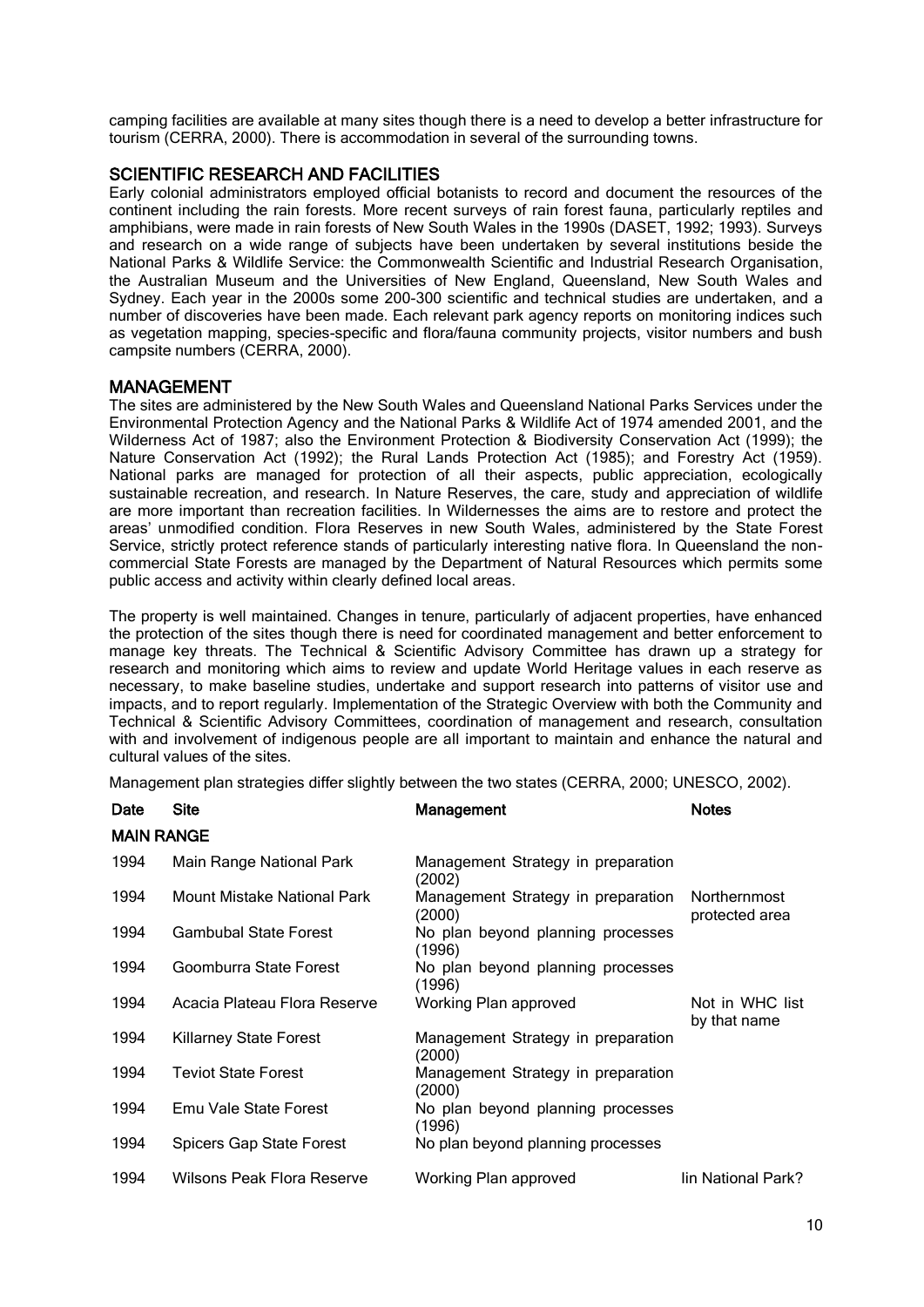camping facilities are available at many sites though there is a need to develop a better infrastructure for tourism (CERRA, 2000). There is accommodation in several of the surrounding towns.

## SCIENTIFIC RESEARCH AND FACILITIES

Early colonial administrators employed official botanists to record and document the resources of the continent including the rain forests. More recent surveys of rain forest fauna, particularly reptiles and amphibians, were made in rain forests of New South Wales in the 1990s (DASET, 1992; 1993). Surveys and research on a wide range of subjects have been undertaken by several institutions beside the National Parks & Wildlife Service: the Commonwealth Scientific and Industrial Research Organisation, the Australian Museum and the Universities of New England, Queensland, New South Wales and Sydney. Each year in the 2000s some 200-300 scientific and technical studies are undertaken, and a number of discoveries have been made. Each relevant park agency reports on monitoring indices such as vegetation mapping, species-specific and flora/fauna community projects, visitor numbers and bush campsite numbers (CERRA, 2000).

## MANAGEMENT

The sites are administered by the New South Wales and Queensland National Parks Services under the Environmental Protection Agency and the National Parks & Wildlife Act of 1974 amended 2001, and the Wilderness Act of 1987; also the Environment Protection & Biodiversity Conservation Act (1999); the Nature Conservation Act (1992); the Rural Lands Protection Act (1985); and Forestry Act (1959). National parks are managed for protection of all their aspects, public appreciation, ecologically sustainable recreation, and research. In Nature Reserves, the care, study and appreciation of wildlife are more important than recreation facilities. In Wildernesses the aims are to restore and protect the areas' unmodified condition. Flora Reserves in new South Wales, administered by the State Forest Service, strictly protect reference stands of particularly interesting native flora. In Queensland the non-commercial State Forests are managed by the Department of Natural Resources which permits some public access and activity within clearly defined local areas.

The property is well maintained. Changes in tenure, particularly of adjacent properties, have enhanced the protection of the sites though there is need for coordinated management and better enforcement to manage key threats. The Technical & Scientific Advisory Committee has drawn up a strategy for research and monitoring which aims to review and update World Heritage values in each reserve as necessary, to make baseline studies, undertake and support research into patterns of visitor use and impacts, and to report regularly. Implementation of the Strategic Overview with both the Community and Technical & Scientific Advisory Committees, coordination of management and research, consultation with and involvement of indigenous people are all important to maintain and enhance the natural and cultural values of the sites.

Management plan strategies differ slightly between the two states (CERRA, 2000; UNESCO, 2002).

| Date | Site | Management | Notes |
|---|---|---|---|
| **MAIN RANGE** | | | |
| 1994 | Main Range National Park | Management Strategy in preparation (2002) | |
| 1994 | Mount Mistake National Park | Management Strategy in preparation (2000) | Northernmost protected area |
| 1994 | Gambubal State Forest | No plan beyond planning processes (1996) | |
| 1994 | Goomburra State Forest | No plan beyond planning processes (1996) | |
| 1994 | Acacia Plateau Flora Reserve | Working Plan approved | Not in WHC list by that name |
| 1994 | Killarney State Forest | Management Strategy in preparation (2000) | |
| 1994 | Teviot State Forest | Management Strategy in preparation (2000) | |
| 1994 | Emu Vale State Forest | No plan beyond planning processes (1996) | |
| 1994 | Spicers Gap State Forest | No plan beyond planning processes | |
| 1994 | Wilsons Peak Flora Reserve | Working Plan approved | Iin National Park? |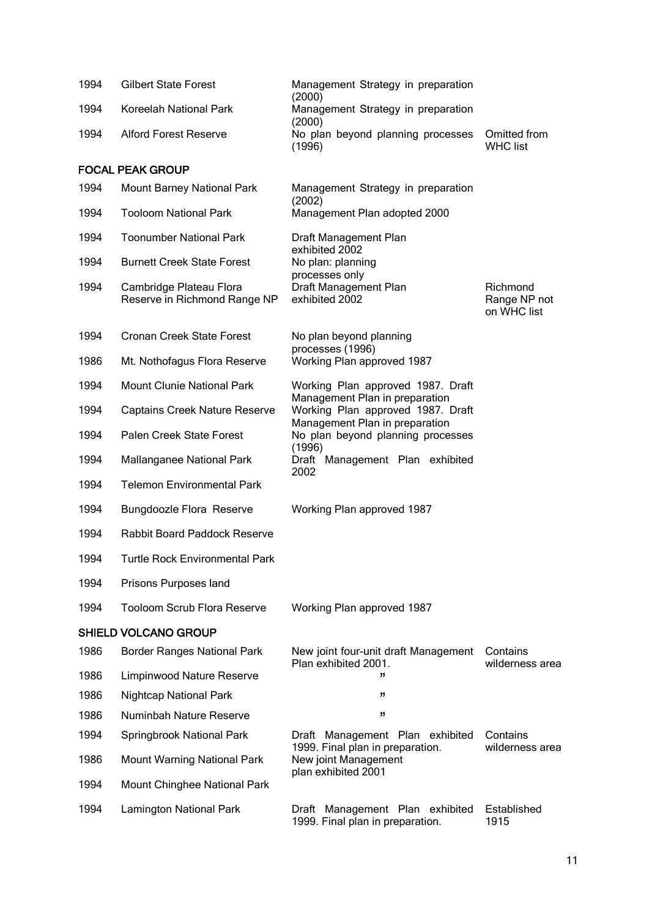| | | | |
|---|---|---|---|
| 1994 | Gilbert State Forest | Management Strategy in preparation (2000) | |
| 1994 | Koreelah National Park | Management Strategy in preparation (2000) | |
| 1994 | Alford Forest Reserve | No plan beyond planning processes (1996) | Omitted from WHC list |
| **FOCAL PEAK GROUP** | | | |
| 1994 | Mount Barney National Park | Management Strategy in preparation (2002) | |
| 1994 | Tooloom National Park | Management Plan adopted 2000 | |
| 1994 | Toonumber National Park | Draft Management Plan exhibited 2002 | |
| 1994 | Burnett Creek State Forest | No plan: planning processes only | |
| 1994 | Cambridge Plateau Flora Reserve in Richmond Range NP | Draft Management Plan exhibited 2002 | Richmond Range NP not on WHC list |
| 1994 | Cronan Creek State Forest | No plan beyond planning processes (1996) | |
| 1986 | Mt. Nothofagus Flora Reserve | Working Plan approved 1987 | |
| 1994 | Mount Clunie National Park | Working Plan approved 1987. Draft Management Plan in preparation | |
| 1994 | Captains Creek Nature Reserve | Working Plan approved 1987. Draft Management Plan in preparation | |
| 1994 | Palen Creek State Forest | No plan beyond planning processes (1996) | |
| 1994 | Mallanganee National Park | Draft Management Plan exhibited 2002 | |
| 1994 | Telemon Environmental Park | | |
| 1994 | Bungdoozle Flora Reserve | Working Plan approved 1987 | |
| 1994 | Rabbit Board Paddock Reserve | | |
| 1994 | Turtle Rock Environmental Park | | |
| 1994 | Prisons Purposes land | | |
| 1994 | Tooloom Scrub Flora Reserve | Working Plan approved 1987 | |
| **SHIELD VOLCANO GROUP** | | | |
| 1986 | Border Ranges National Park | New joint four-unit draft Management Plan exhibited 2001. | Contains wilderness area |
| 1986 | Limpinwood Nature Reserve | " | |
| 1986 | Nightcap National Park | " | |
| 1986 | Numinbah Nature Reserve | " | |
| 1994 | Springbrook National Park | Draft Management Plan exhibited 1999. Final plan in preparation. | Contains wilderness area |
| 1986 | Mount Warning National Park | New joint Management plan exhibited 2001 | |
| 1994 | Mount Chinghee National Park | | |
| 1994 | Lamington National Park | Draft Management Plan exhibited 1999. Final plan in preparation. | Established 1915 |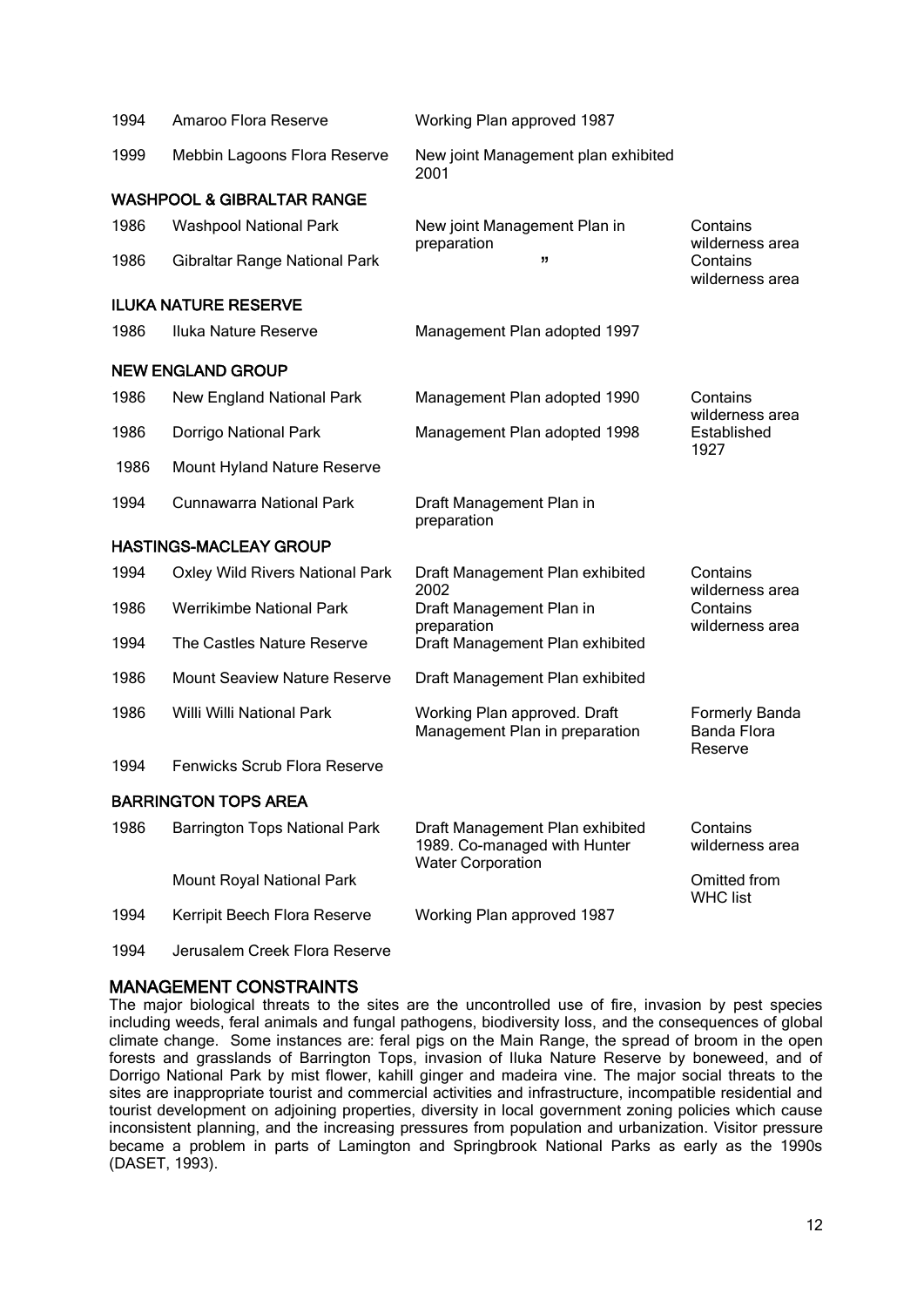| | | | |
|---|---|---|---|
| 1994 | Amaroo Flora Reserve | Working Plan approved 1987 | |
| 1999 | Mebbin Lagoons Flora Reserve | New joint Management plan exhibited 2001 | |
| **WASHPOOL & GIBRALTAR RANGE** | | | |
| 1986 | Washpool National Park | New joint Management Plan in preparation | Contains wilderness area |
| 1986 | Gibraltar Range National Park | " | Contains wilderness area |
| **ILUKA NATURE RESERVE** | | | |
| 1986 | Iluka Nature Reserve | Management Plan adopted 1997 | |
| **NEW ENGLAND GROUP** | | | |
| 1986 | New England National Park | Management Plan adopted 1990 | Contains wilderness area |
| 1986 | Dorrigo National Park | Management Plan adopted 1998 | Established 1927 |
| 1986 | Mount Hyland Nature Reserve | | |
| 1994 | Cunnawarra National Park | Draft Management Plan in preparation | |
| **HASTINGS-MACLEAY GROUP** | | | |
| 1994 | Oxley Wild Rivers National Park | Draft Management Plan exhibited 2002 | Contains wilderness area |
| 1986 | Werrikimbe National Park | Draft Management Plan in preparation | Contains wilderness area |
| 1994 | The Castles Nature Reserve | Draft Management Plan exhibited | |
| 1986 | Mount Seaview Nature Reserve | Draft Management Plan exhibited | |
| 1986 | Willi Willi National Park | Working Plan approved. Draft Management Plan in preparation | Formerly Banda Banda Flora Reserve |
| 1994 | Fenwicks Scrub Flora Reserve | | |
| **BARRINGTON TOPS AREA** | | | |
| 1986 | Barrington Tops National Park | Draft Management Plan exhibited 1989. Co-managed with Hunter Water Corporation | Contains wilderness area |
| | Mount Royal National Park | | Omitted from WHC list |
| 1994 | Kerripit Beech Flora Reserve | Working Plan approved 1987 | |
| 1994 | Jerusalem Creek Flora Reserve | | |

## MANAGEMENT CONSTRAINTS

The major biological threats to the sites are the uncontrolled use of fire, invasion by pest species including weeds, feral animals and fungal pathogens, biodiversity loss, and the consequences of global climate change. Some instances are: feral pigs on the Main Range, the spread of broom in the open forests and grasslands of Barrington Tops, invasion of Iluka Nature Reserve by boneweed, and of Dorrigo National Park by mist flower, kahill ginger and madeira vine. The major social threats to the sites are inappropriate tourist and commercial activities and infrastructure, incompatible residential and tourist development on adjoining properties, diversity in local government zoning policies which cause inconsistent planning, and the increasing pressures from population and urbanization. Visitor pressure became a problem in parts of Lamington and Springbrook National Parks as early as the 1990s (DASET, 1993).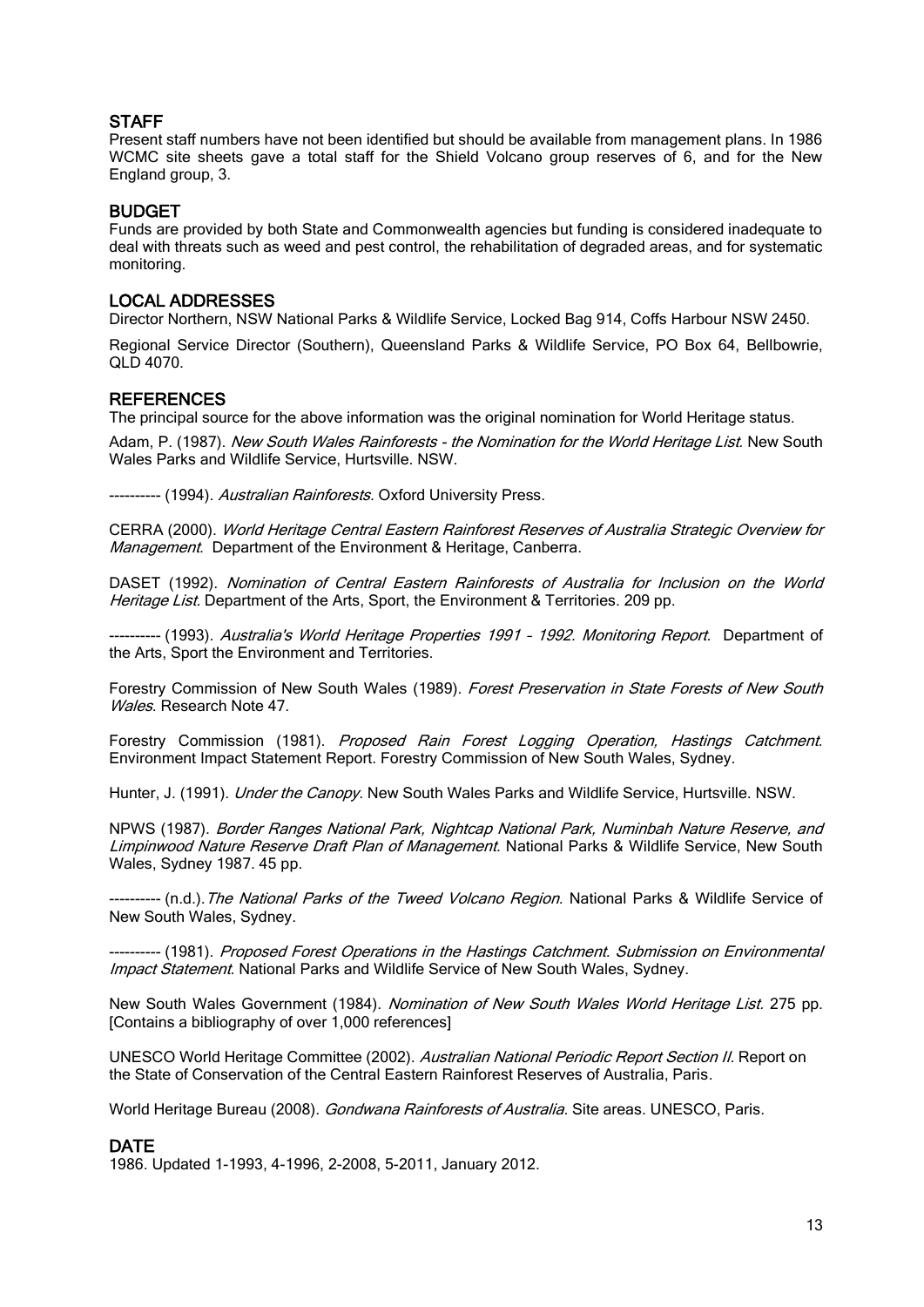## STAFF

Present staff numbers have not been identified but should be available from management plans. In 1986 WCMC site sheets gave a total staff for the Shield Volcano group reserves of 6, and for the New England group, 3.

## BUDGET

Funds are provided by both State and Commonwealth agencies but funding is considered inadequate to deal with threats such as weed and pest control, the rehabilitation of degraded areas, and for systematic monitoring.

## LOCAL ADDRESSES

Director Northern, NSW National Parks & Wildlife Service, Locked Bag 914, Coffs Harbour NSW 2450.

Regional Service Director (Southern), Queensland Parks & Wildlife Service, PO Box 64, Bellbowrie, QLD 4070.

## REFERENCES

The principal source for the above information was the original nomination for World Heritage status.

Adam, P. (1987). *New South Wales Rainforests - the Nomination for the World Heritage List*. New South Wales Parks and Wildlife Service, Hurtsville. NSW.

---------- (1994). *Australian Rainforests.* Oxford University Press.

CERRA (2000). *World Heritage Central Eastern Rainforest Reserves of Australia Strategic Overview for Management*. Department of the Environment & Heritage, Canberra.

DASET (1992). *Nomination of Central Eastern Rainforests of Australia for Inclusion on the World Heritage List*. Department of the Arts, Sport, the Environment & Territories. 209 pp.

---------- (1993). *Australia's World Heritage Properties 1991 – 1992. Monitoring Report*. Department of the Arts, Sport the Environment and Territories.

Forestry Commission of New South Wales (1989). *Forest Preservation in State Forests of New South Wales*. Research Note 47.

Forestry Commission (1981). *Proposed Rain Forest Logging Operation, Hastings Catchment*. Environment Impact Statement Report. Forestry Commission of New South Wales, Sydney.

Hunter, J. (1991). *Under the Canopy*. New South Wales Parks and Wildlife Service, Hurtsville. NSW.

NPWS (1987). *Border Ranges National Park, Nightcap National Park, Numinbah Nature Reserve, and Limpinwood Nature Reserve Draft Plan of Management*. National Parks & Wildlife Service, New South Wales, Sydney 1987. 45 pp.

---------- (n.d.). *The National Parks of the Tweed Volcano Region*. National Parks & Wildlife Service of New South Wales, Sydney.

---------- (1981). *Proposed Forest Operations in the Hastings Catchment. Submission on Environmental Impact Statement*. National Parks and Wildlife Service of New South Wales, Sydney.

New South Wales Government (1984). *Nomination of New South Wales World Heritage List*. 275 pp. [Contains a bibliography of over 1,000 references]

UNESCO World Heritage Committee (2002). *Australian National Periodic Report Section II*. Report on the State of Conservation of the Central Eastern Rainforest Reserves of Australia, Paris.

World Heritage Bureau (2008). *Gondwana Rainforests of Australia*. Site areas. UNESCO, Paris.

## DATE

1986. Updated 1-1993, 4-1996, 2-2008, 5-2011, January 2012.